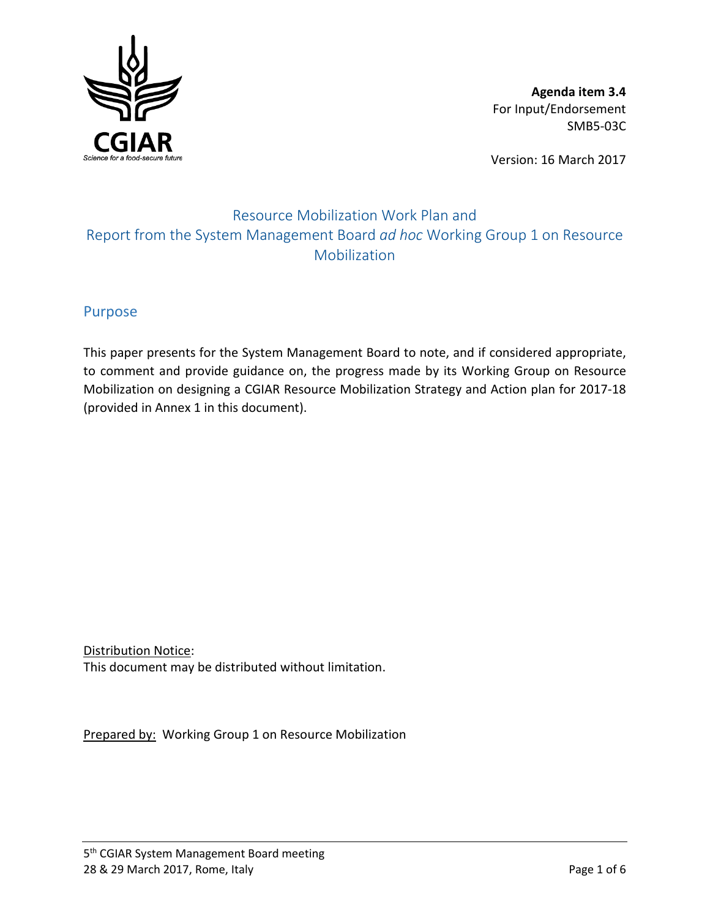**Agenda item 3.4**
For Input/Endorsement
SMB5-03C

Version: 16 March 2017

# Resource Mobilization Work Plan and Report from the System Management Board *ad hoc* Working Group 1 on Resource Mobilization

## Purpose

This paper presents for the System Management Board to note, and if considered appropriate, to comment and provide guidance on, the progress made by its Working Group on Resource Mobilization on designing a CGIAR Resource Mobilization Strategy and Action plan for 2017-18 (provided in Annex 1 in this document).

Distribution Notice:
This document may be distributed without limitation.

Prepared by: Working Group 1 on Resource Mobilization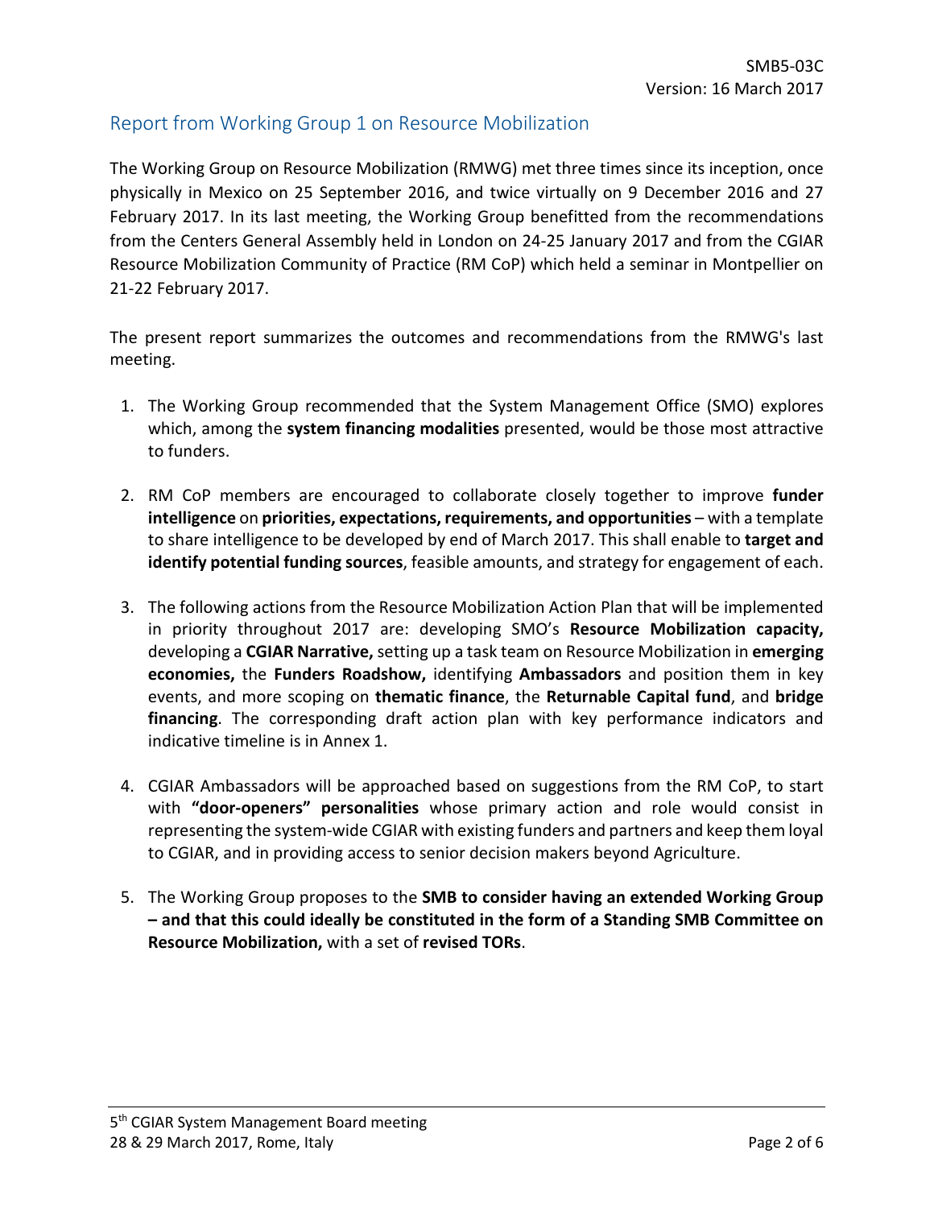## Report from Working Group 1 on Resource Mobilization

The Working Group on Resource Mobilization (RMWG) met three times since its inception, once physically in Mexico on 25 September 2016, and twice virtually on 9 December 2016 and 27 February 2017. In its last meeting, the Working Group benefitted from the recommendations from the Centers General Assembly held in London on 24-25 January 2017 and from the CGIAR Resource Mobilization Community of Practice (RM CoP) which held a seminar in Montpellier on 21-22 February 2017.

The present report summarizes the outcomes and recommendations from the RMWG's last meeting.

1. The Working Group recommended that the System Management Office (SMO) explores which, among the **system financing modalities** presented, would be those most attractive to funders.

2. RM CoP members are encouraged to collaborate closely together to improve **funder intelligence** on **priorities, expectations, requirements, and opportunities** – with a template to share intelligence to be developed by end of March 2017. This shall enable to **target and identify potential funding sources**, feasible amounts, and strategy for engagement of each.

3. The following actions from the Resource Mobilization Action Plan that will be implemented in priority throughout 2017 are: developing SMO's **Resource Mobilization capacity,** developing a **CGIAR Narrative,** setting up a task team on Resource Mobilization in **emerging economies,** the **Funders Roadshow,** identifying **Ambassadors** and position them in key events, and more scoping on **thematic finance**, the **Returnable Capital fund**, and **bridge financing**. The corresponding draft action plan with key performance indicators and indicative timeline is in Annex 1.

4. CGIAR Ambassadors will be approached based on suggestions from the RM CoP, to start with **"door-openers" personalities** whose primary action and role would consist in representing the system-wide CGIAR with existing funders and partners and keep them loyal to CGIAR, and in providing access to senior decision makers beyond Agriculture.

5. The Working Group proposes to the **SMB to consider having an extended Working Group – and that this could ideally be constituted in the form of a Standing SMB Committee on Resource Mobilization,** with a set of **revised TORs**.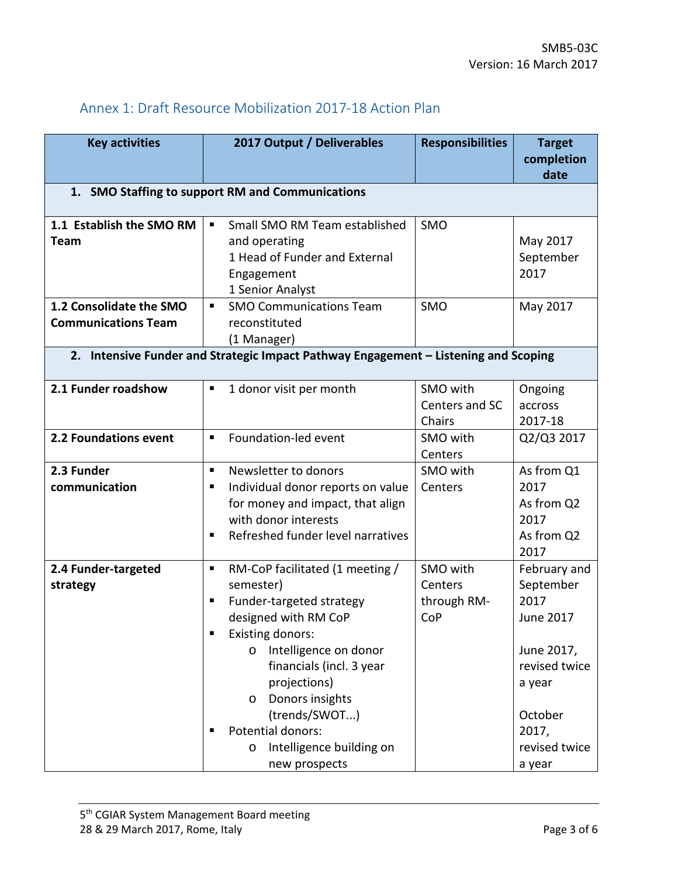## Annex 1: Draft Resource Mobilization 2017-18 Action Plan

| Key activities | 2017 Output / Deliverables | Responsibilities | Target completion date |
|---|---|---|---|
| **1. SMO Staffing to support RM and Communications** | | | |
| **1.1 Establish the SMO RM Team** | ▪ Small SMO RM Team established and operating<br>1 Head of Funder and External Engagement<br>1 Senior Analyst | SMO | May 2017<br>September 2017 |
| **1.2 Consolidate the SMO Communications Team** | ▪ SMO Communications Team reconstituted<br>(1 Manager) | SMO | May 2017 |
| **2. Intensive Funder and Strategic Impact Pathway Engagement – Listening and Scoping** | | | |
| **2.1 Funder roadshow** | ▪ 1 donor visit per month | SMO with Centers and SC Chairs | Ongoing accross 2017-18 |
| **2.2 Foundations event** | ▪ Foundation-led event | SMO with Centers | Q2/Q3 2017 |
| **2.3 Funder communication** | ▪ Newsletter to donors<br>▪ Individual donor reports on value for money and impact, that align with donor interests<br>▪ Refreshed funder level narratives | SMO with Centers | As from Q1 2017<br>As from Q2 2017<br>As from Q2 2017 |
| **2.4 Funder-targeted strategy** | ▪ RM-CoP facilitated (1 meeting / semester)<br>▪ Funder-targeted strategy designed with RM CoP<br>▪ Existing donors:<br>o Intelligence on donor financials (incl. 3 year projections)<br>o Donors insights (trends/SWOT...)<br>▪ Potential donors:<br>o Intelligence building on new prospects | SMO with Centers through RM-CoP | February and September 2017<br>June 2017<br><br>June 2017, revised twice a year<br><br>October 2017, revised twice a year |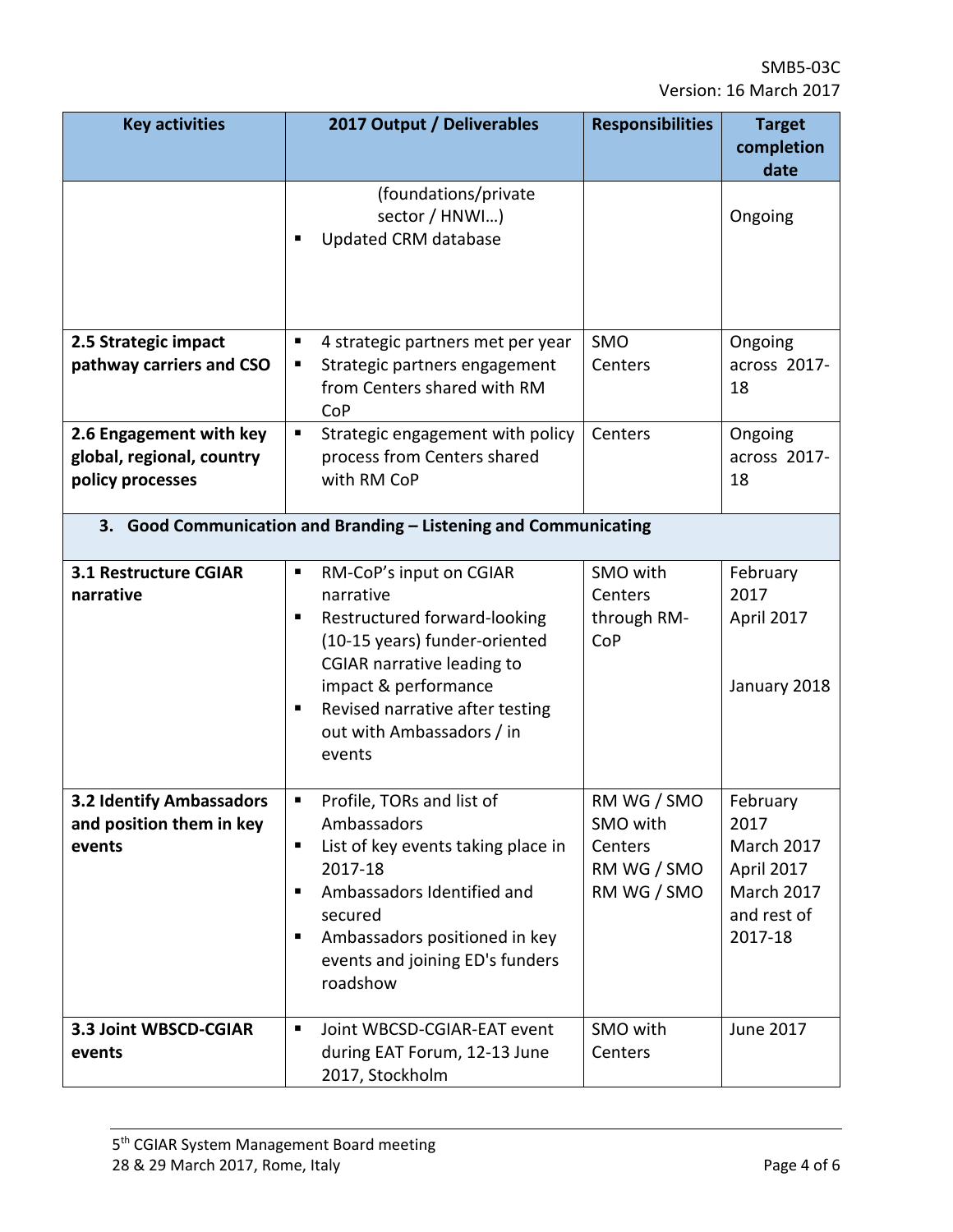| Key activities | 2017 Output / Deliverables | Responsibilities | Target completion date |
|---|---|---|---|
| | (foundations/private sector / HNWI…)<br>▪ Updated CRM database | | Ongoing |
| **2.5 Strategic impact pathway carriers and CSO** | ▪ 4 strategic partners met per year<br>▪ Strategic partners engagement from Centers shared with RM CoP | SMO<br>Centers | Ongoing across 2017-18 |
| **2.6 Engagement with key global, regional, country policy processes** | ▪ Strategic engagement with policy process from Centers shared with RM CoP | Centers | Ongoing across 2017-18 |
| **3. Good Communication and Branding – Listening and Communicating** | | | |
| **3.1 Restructure CGIAR narrative** | ▪ RM-CoP's input on CGIAR narrative<br>▪ Restructured forward-looking (10-15 years) funder-oriented CGIAR narrative leading to impact & performance<br>▪ Revised narrative after testing out with Ambassadors / in events | SMO with Centers through RM-CoP | February 2017<br>April 2017<br>January 2018 |
| **3.2 Identify Ambassadors and position them in key events** | ▪ Profile, TORs and list of Ambassadors<br>▪ List of key events taking place in 2017-18<br>▪ Ambassadors Identified and secured<br>▪ Ambassadors positioned in key events and joining ED's funders roadshow | RM WG / SMO<br>SMO with Centers<br>RM WG / SMO<br>RM WG / SMO | February 2017<br>March 2017<br>April 2017<br>March 2017 and rest of 2017-18 |
| **3.3 Joint WBSCD-CGIAR events** | ▪ Joint WBCSD-CGIAR-EAT event during EAT Forum, 12-13 June 2017, Stockholm | SMO with Centers | June 2017 |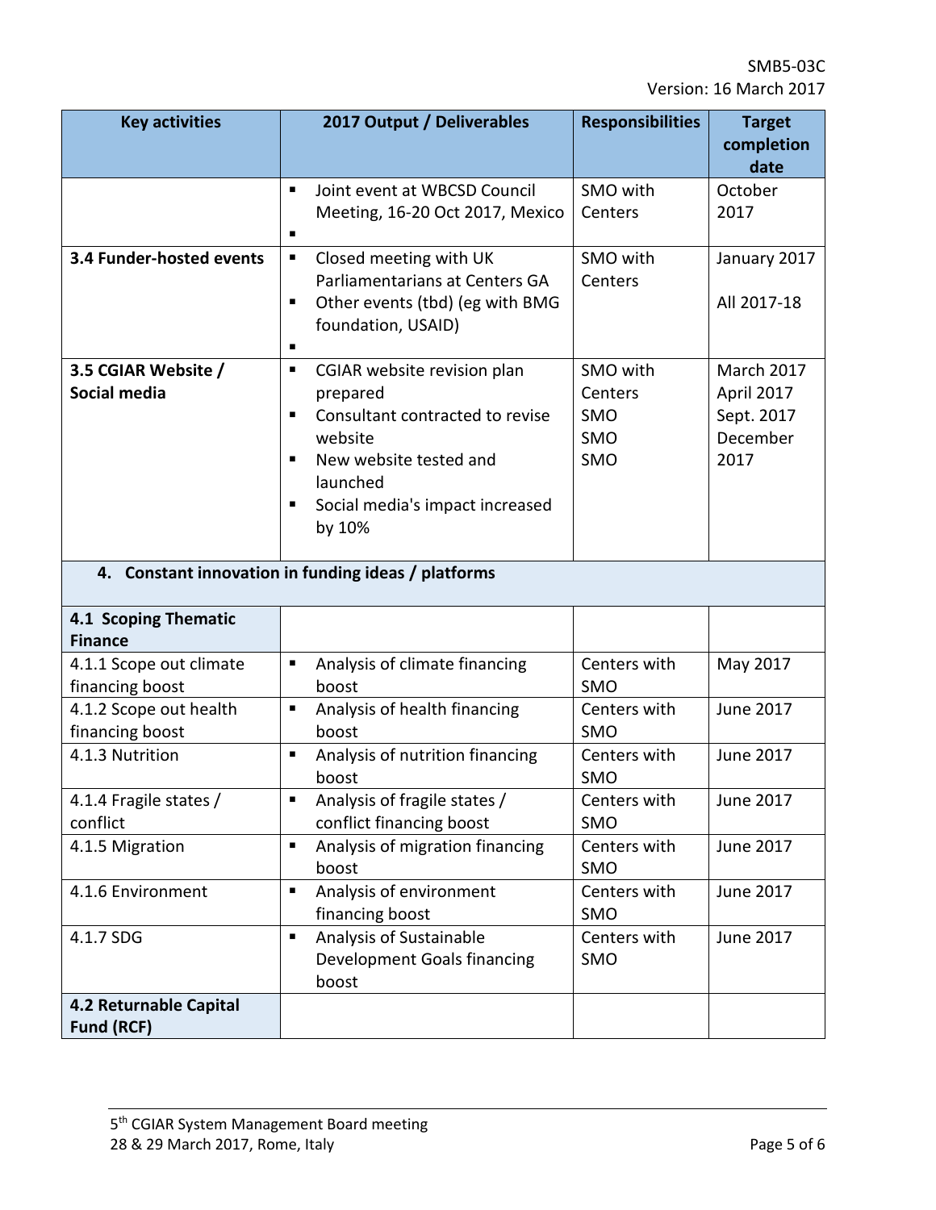| Key activities | 2017 Output / Deliverables | Responsibilities | Target completion date |
|---|---|---|---|
| | ▪ Joint event at WBCSD Council Meeting, 16-20 Oct 2017, Mexico<br>▪ | SMO with Centers | October 2017 |
| **3.4 Funder-hosted events** | ▪ Closed meeting with UK Parliamentarians at Centers GA<br>▪ Other events (tbd) (eg with BMG foundation, USAID)<br>▪ | SMO with Centers | January 2017<br><br>All 2017-18 |
| **3.5 CGIAR Website / Social media** | ▪ CGIAR website revision plan prepared<br>▪ Consultant contracted to revise website<br>▪ New website tested and launched<br>▪ Social media's impact increased by 10% | SMO with Centers<br>SMO<br>SMO<br>SMO | March 2017<br>April 2017<br>Sept. 2017<br>December 2017 |
| **4. Constant innovation in funding ideas / platforms** | | | |
| **4.1 Scoping Thematic Finance** | | | |
| 4.1.1 Scope out climate financing boost | ▪ Analysis of climate financing boost | Centers with SMO | May 2017 |
| 4.1.2 Scope out health financing boost | ▪ Analysis of health financing boost | Centers with SMO | June 2017 |
| 4.1.3 Nutrition | ▪ Analysis of nutrition financing boost | Centers with SMO | June 2017 |
| 4.1.4 Fragile states / conflict | ▪ Analysis of fragile states / conflict financing boost | Centers with SMO | June 2017 |
| 4.1.5 Migration | ▪ Analysis of migration financing boost | Centers with SMO | June 2017 |
| 4.1.6 Environment | ▪ Analysis of environment financing boost | Centers with SMO | June 2017 |
| 4.1.7 SDG | ▪ Analysis of Sustainable Development Goals financing boost | Centers with SMO | June 2017 |
| **4.2 Returnable Capital Fund (RCF)** | | | |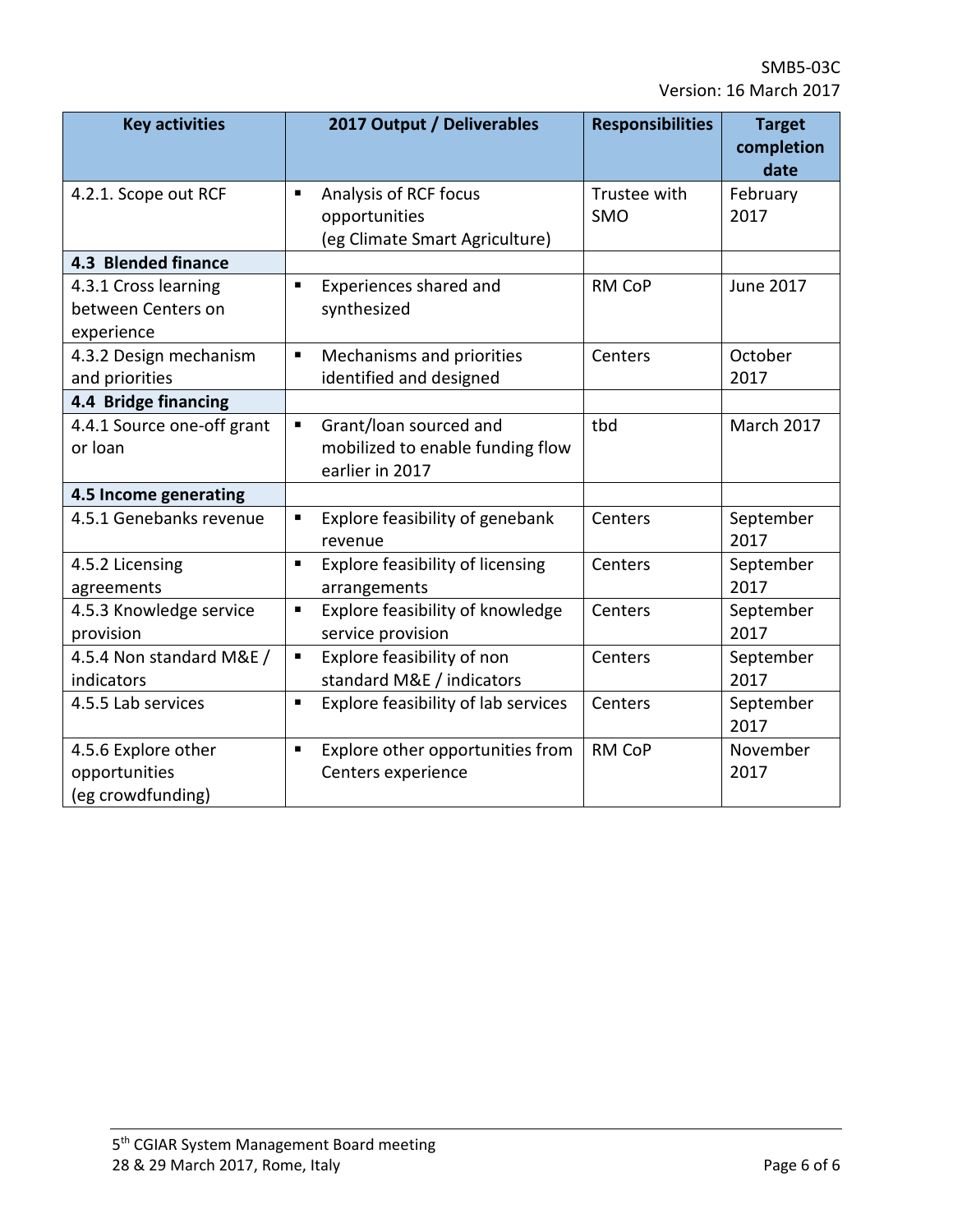| Key activities | 2017 Output / Deliverables | Responsibilities | Target completion date |
| --- | --- | --- | --- |
| 4.2.1. Scope out RCF | ▪ Analysis of RCF focus opportunities (eg Climate Smart Agriculture) | Trustee with SMO | February 2017 |
| **4.3 Blended finance** | | | |
| 4.3.1 Cross learning between Centers on experience | ▪ Experiences shared and synthesized | RM CoP | June 2017 |
| 4.3.2 Design mechanism and priorities | ▪ Mechanisms and priorities identified and designed | Centers | October 2017 |
| **4.4 Bridge financing** | | | |
| 4.4.1 Source one-off grant or loan | ▪ Grant/loan sourced and mobilized to enable funding flow earlier in 2017 | tbd | March 2017 |
| **4.5 Income generating** | | | |
| 4.5.1 Genebanks revenue | ▪ Explore feasibility of genebank revenue | Centers | September 2017 |
| 4.5.2 Licensing agreements | ▪ Explore feasibility of licensing arrangements | Centers | September 2017 |
| 4.5.3 Knowledge service provision | ▪ Explore feasibility of knowledge service provision | Centers | September 2017 |
| 4.5.4 Non standard M&E / indicators | ▪ Explore feasibility of non standard M&E / indicators | Centers | September 2017 |
| 4.5.5 Lab services | ▪ Explore feasibility of lab services | Centers | September 2017 |
| 4.5.6 Explore other opportunities (eg crowdfunding) | ▪ Explore other opportunities from Centers experience | RM CoP | November 2017 |